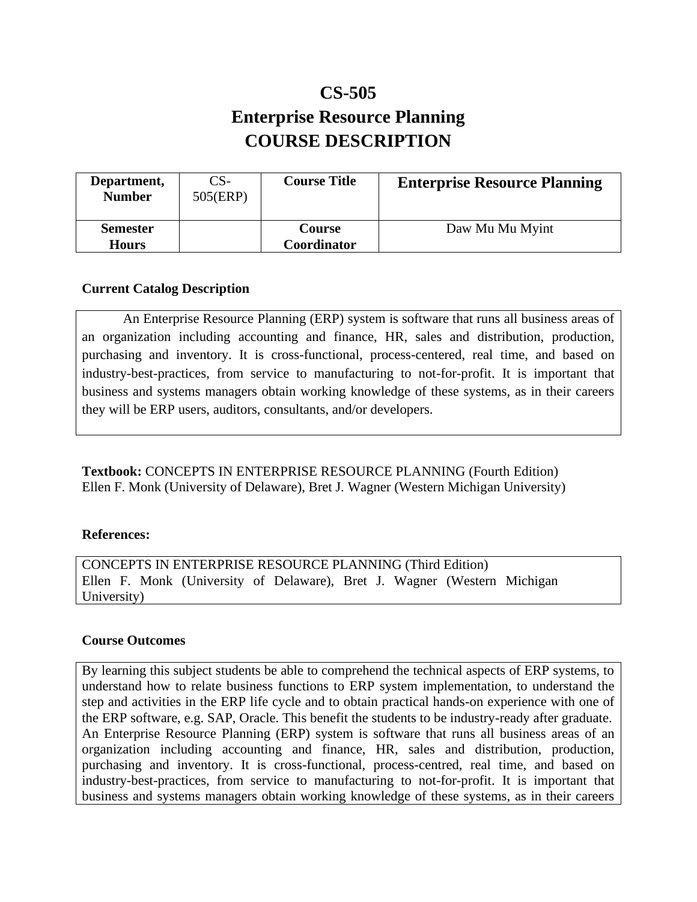# CS-505

# Enterprise Resource Planning

# COURSE DESCRIPTION

| Department, Number | CS-505(ERP) | Course Title | Enterprise Resource Planning |
|---|---|---|---|
| Semester Hours | | Course Coordinator | Daw Mu Mu Myint |

**Current Catalog Description**

An Enterprise Resource Planning (ERP) system is software that runs all business areas of an organization including accounting and finance, HR, sales and distribution, production, purchasing and inventory. It is cross-functional, process-centered, real time, and based on industry-best-practices, from service to manufacturing to not-for-profit. It is important that business and systems managers obtain working knowledge of these systems, as in their careers they will be ERP users, auditors, consultants, and/or developers.

**Textbook:** CONCEPTS IN ENTERPRISE RESOURCE PLANNING (Fourth Edition)
Ellen F. Monk (University of Delaware), Bret J. Wagner (Western Michigan University)

**References:**

CONCEPTS IN ENTERPRISE RESOURCE PLANNING (Third Edition)
Ellen F. Monk (University of Delaware), Bret J. Wagner (Western Michigan University)

**Course Outcomes**

By learning this subject students be able to comprehend the technical aspects of ERP systems, to understand how to relate business functions to ERP system implementation, to understand the step and activities in the ERP life cycle and to obtain practical hands-on experience with one of the ERP software, e.g. SAP, Oracle. This benefit the students to be industry-ready after graduate.
An Enterprise Resource Planning (ERP) system is software that runs all business areas of an organization including accounting and finance, HR, sales and distribution, production, purchasing and inventory. It is cross-functional, process-centred, real time, and based on industry-best-practices, from service to manufacturing to not-for-profit. It is important that business and systems managers obtain working knowledge of these systems, as in their careers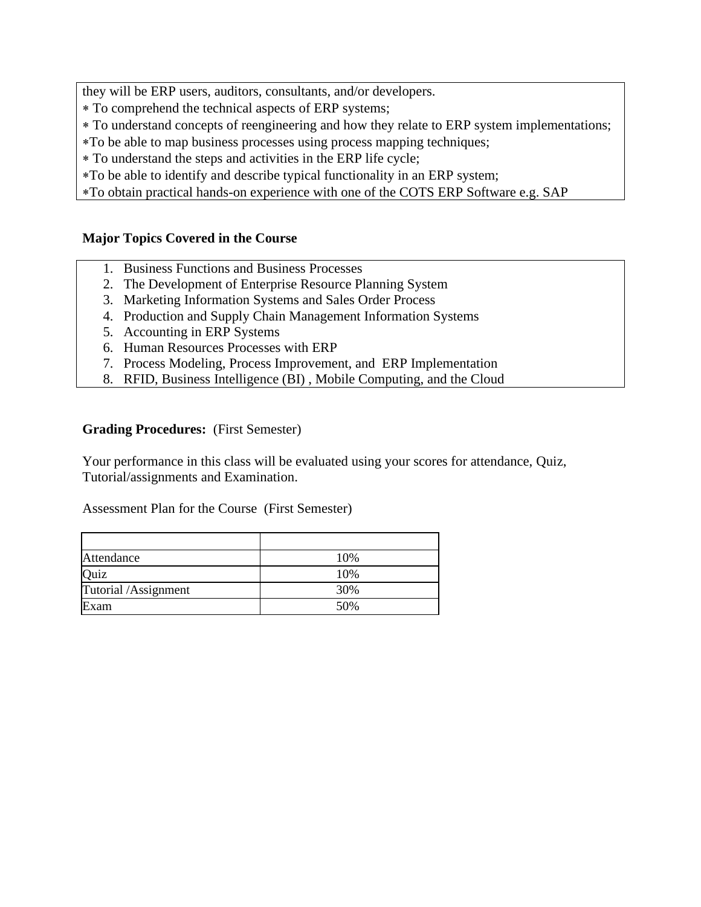they will be ERP users, auditors, consultants, and/or developers.

∗ To comprehend the technical aspects of ERP systems;

∗ To understand concepts of reengineering and how they relate to ERP system implementations;

∗To be able to map business processes using process mapping techniques;

∗ To understand the steps and activities in the ERP life cycle;

∗To be able to identify and describe typical functionality in an ERP system;

∗To obtain practical hands-on experience with one of the COTS ERP Software e.g. SAP

**Major Topics Covered in the Course**

1. Business Functions and Business Processes
2. The Development of Enterprise Resource Planning System
3. Marketing Information Systems and Sales Order Process
4. Production and Supply Chain Management Information Systems
5. Accounting in ERP Systems
6. Human Resources Processes with ERP
7. Process Modeling, Process Improvement, and ERP Implementation
8. RFID, Business Intelligence (BI) , Mobile Computing, and the Cloud

**Grading Procedures:** (First Semester)

Your performance in this class will be evaluated using your scores for attendance, Quiz, Tutorial/assignments and Examination.

Assessment Plan for the Course (First Semester)

| | |
|---|---|
| Attendance | 10% |
| Quiz | 10% |
| Tutorial /Assignment | 30% |
| Exam | 50% |